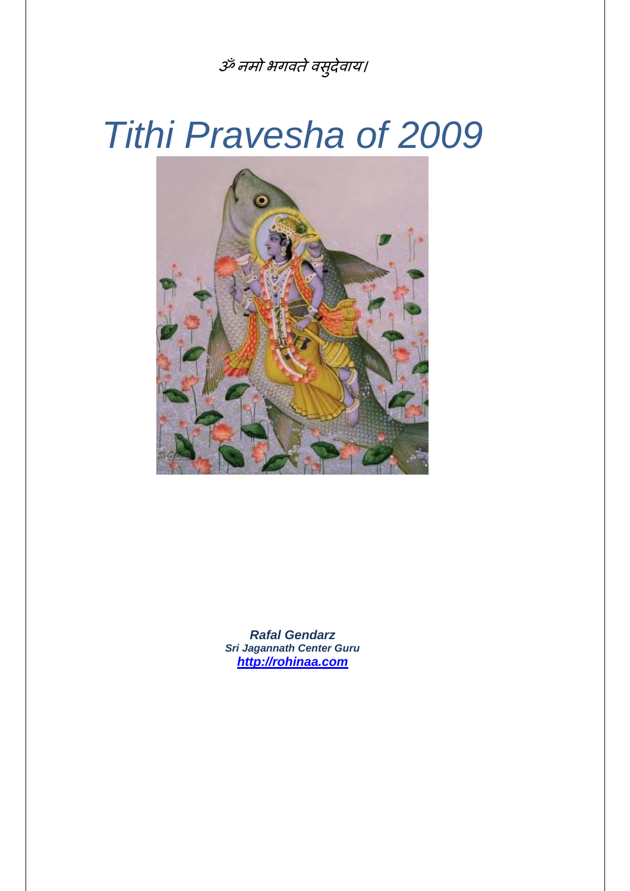ॐ नमो भगवते वसुदेवाय।

# *Tithi Pravesha of 2009*

***Rafal Gendarz***
***Sri Jagannath Center Guru***
***http://rohinaa.com***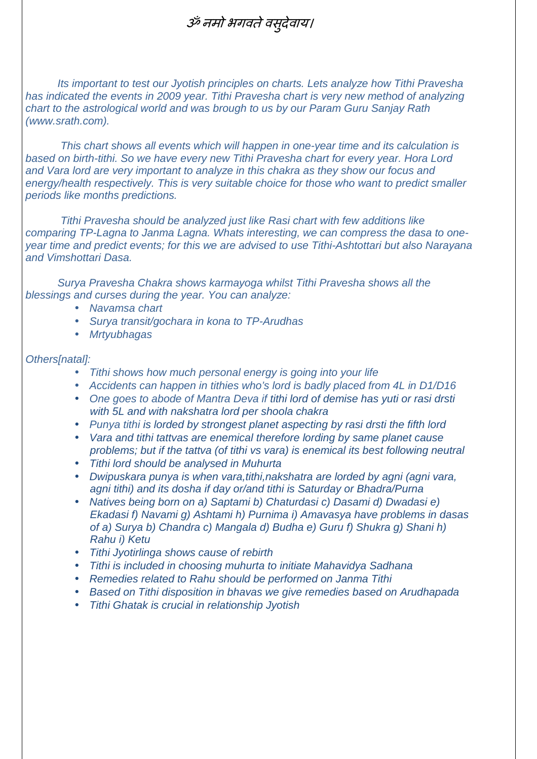*ॐ नमो भगवते वसुदेवाय।*

*Its important to test our Jyotish principles on charts. Lets analyze how Tithi Pravesha has indicated the events in 2009 year. Tithi Pravesha chart is very new method of analyzing chart to the astrological world and was brough to us by our Param Guru Sanjay Rath (www.srath.com).*

*This chart shows all events which will happen in one-year time and its calculation is based on birth-tithi. So we have every new Tithi Pravesha chart for every year. Hora Lord and Vara lord are very important to analyze in this chakra as they show our focus and energy/health respectively. This is very suitable choice for those who want to predict smaller periods like months predictions.*

*Tithi Pravesha should be analyzed just like Rasi chart with few additions like comparing TP-Lagna to Janma Lagna. Whats interesting, we can compress the dasa to one-year time and predict events; for this we are advised to use Tithi-Ashtottari but also Narayana and Vimshottari Dasa.*

*Surya Pravesha Chakra shows karmayoga whilst Tithi Pravesha shows all the blessings and curses during the year. You can analyze:*

- *Navamsa chart*
- *Surya transit/gochara in kona to TP-Arudhas*
- *Mrtyubhagas*

*Others[natal]:*

- *Tithi shows how much personal energy is going into your life*
- *Accidents can happen in tithies who's lord is badly placed from 4L in D1/D16*
- *One goes to abode of Mantra Deva if tithi lord of demise has yuti or rasi drsti with 5L and with nakshatra lord per shoola chakra*
- *Punya tithi is lorded by strongest planet aspecting by rasi drsti the fifth lord*
- *Vara and tithi tattvas are enemical therefore lording by same planet cause problems; but if the tattva (of tithi vs vara) is enemical its best following neutral*
- *Tithi lord should be analysed in Muhurta*
- *Dwipuskara punya is when vara,tithi,nakshatra are lorded by agni (agni vara, agni tithi) and its dosha if day or/and tithi is Saturday or Bhadra/Purna*
- *Natives being born on a) Saptami b) Chaturdasi c) Dasami d) Dwadasi e) Ekadasi f) Navami g) Ashtami h) Purnima i) Amavasya have problems in dasas of a) Surya b) Chandra c) Mangala d) Budha e) Guru f) Shukra g) Shani h) Rahu i) Ketu*
- *Tithi Jyotirlinga shows cause of rebirth*
- *Tithi is included in choosing muhurta to initiate Mahavidya Sadhana*
- *Remedies related to Rahu should be performed on Janma Tithi*
- *Based on Tithi disposition in bhavas we give remedies based on Arudhapada*
- *Tithi Ghatak is crucial in relationship Jyotish*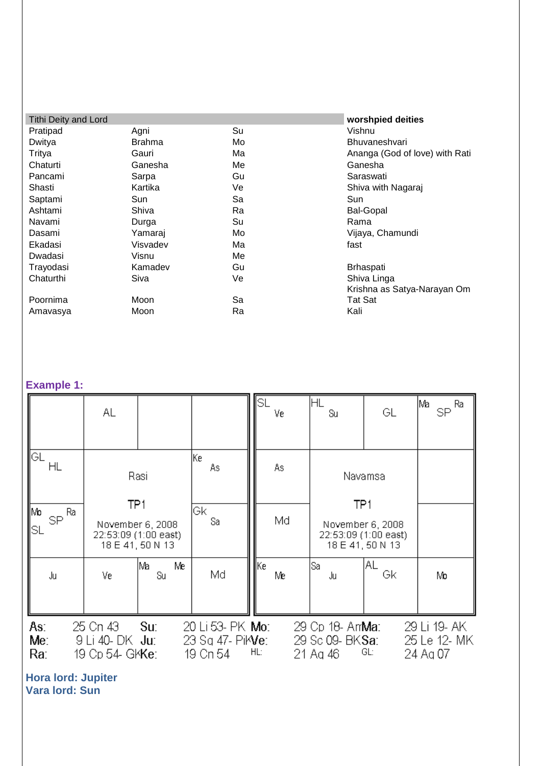| Tithi Deity and Lord | | | worshpied deities |
|---|---|---|---|
| Pratipad | Agni | Su | Vishnu |
| Dwitya | Brahma | Mo | Bhuvaneshvari |
| Tritya | Gauri | Ma | Ananga (God of love) with Rati |
| Chaturti | Ganesha | Me | Ganesha |
| Pancami | Sarpa | Gu | Saraswati |
| Shasti | Kartika | Ve | Shiva with Nagaraj |
| Saptami | Sun | Sa | Sun |
| Ashtami | Shiva | Ra | Bal-Gopal |
| Navami | Durga | Su | Rama |
| Dasami | Yamaraj | Mo | Vijaya, Chamundi |
| Ekadasi | Visvadev | Ma | fast |
| Dwadasi | Visnu | Me | |
| Trayodasi | Kamadev | Gu | Brhaspati |
| Chaturthi | Siva | Ve | Shiva Linga |
| Poornima | Moon | Sa | Krishna as Satya-Narayan Om Tat Sat |
| Amavasya | Moon | Ra | Kali |

## Example 1:

**Rasi** — TP1, November 6, 2008, 22:53:09 (1:00 east), 18 E 41, 50 N 13

| | | | |
|---|---|---|---|
| | AL | | |
| GL HL | | | Ke As |
| Mo Ra SP SL | | | Gk Sa |
| Ju | Ve | Ma Me Su | Md |

**Navamsa** — TP1, November 6, 2008, 22:53:09 (1:00 east), 18 E 41, 50 N 13

| | | | |
|---|---|---|---|
| SL Ve | HL Su | GL | Ma Ra SP |
| As | | | |
| Md | | | |
| Ke Me | Sa Ju | AL Gk | Mo |

| | | | | | | | |
|---|---|---|---|---|---|---|---|
| As: | 25 Cn 43 | Su: | 20 Li 53- PK | Mo: | 29 Cp 18- AmK | Ma: | 29 Li 19- AK |
| Me: | 9 Li 40- DK | Ju: | 23 Sg 47- PiK | Ve: | 29 Sc 09- BK | Sa: | 25 Le 12- MK |
| Ra: | 19 Cp 54- GK | Ke: | 19 Cn 54 | HL: | 21 Aq 46 | GL: | 24 Aq 07 |

**Hora lord: Jupiter**
**Vara lord: Sun**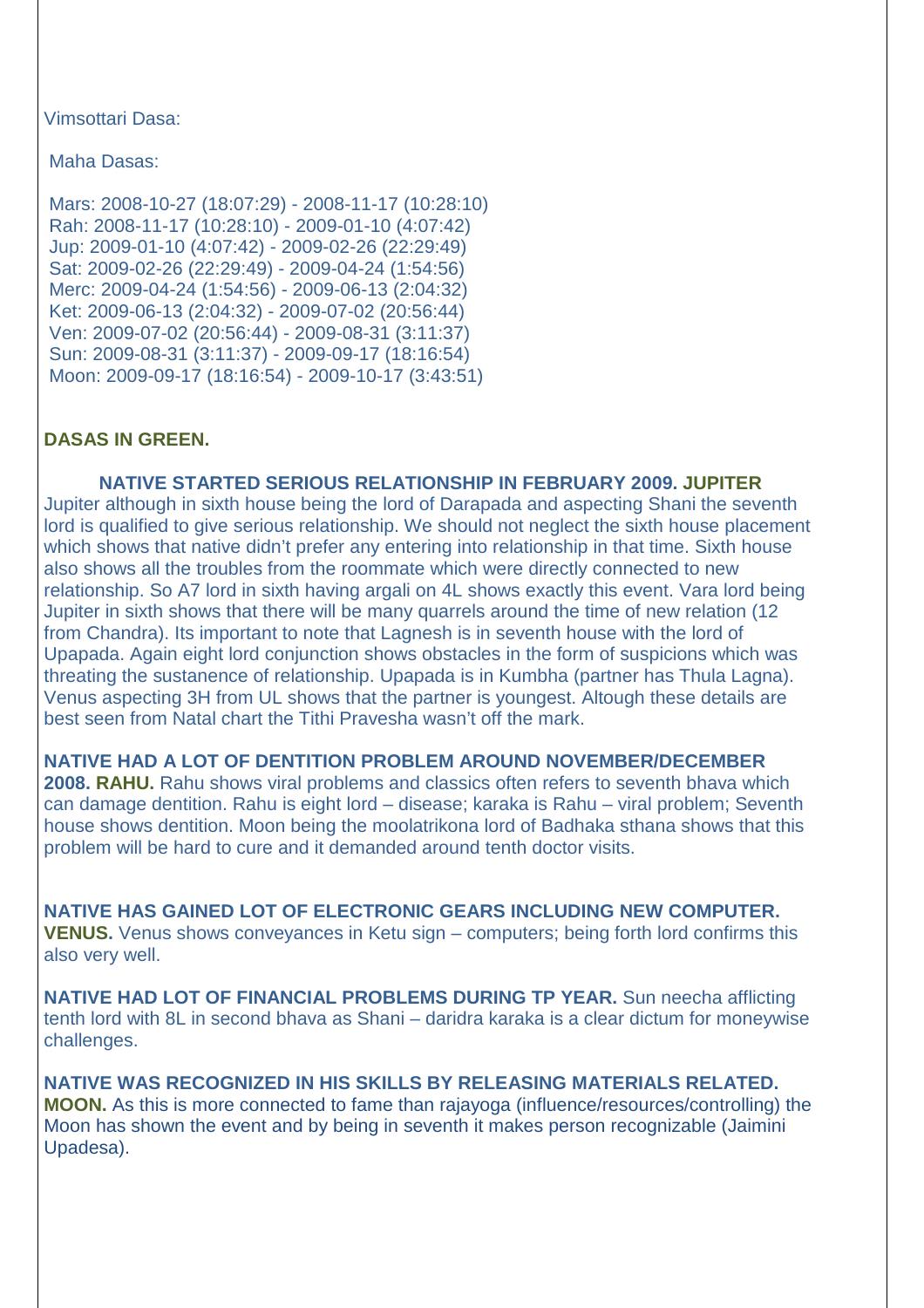Vimsottari Dasa:

Maha Dasas:

Mars: 2008-10-27 (18:07:29) - 2008-11-17 (10:28:10)
Rah: 2008-11-17 (10:28:10) - 2009-01-10 (4:07:42)
Jup: 2009-01-10 (4:07:42) - 2009-02-26 (22:29:49)
Sat: 2009-02-26 (22:29:49) - 2009-04-24 (1:54:56)
Merc: 2009-04-24 (1:54:56) - 2009-06-13 (2:04:32)
Ket: 2009-06-13 (2:04:32) - 2009-07-02 (20:56:44)
Ven: 2009-07-02 (20:56:44) - 2009-08-31 (3:11:37)
Sun: 2009-08-31 (3:11:37) - 2009-09-17 (18:16:54)
Moon: 2009-09-17 (18:16:54) - 2009-10-17 (3:43:51)

**DASAS IN GREEN.**

**NATIVE STARTED SERIOUS RELATIONSHIP IN FEBRUARY 2009. JUPITER**
Jupiter although in sixth house being the lord of Darapada and aspecting Shani the seventh lord is qualified to give serious relationship. We should not neglect the sixth house placement which shows that native didn't prefer any entering into relationship in that time. Sixth house also shows all the troubles from the roommate which were directly connected to new relationship. So A7 lord in sixth having argali on 4L shows exactly this event. Vara lord being Jupiter in sixth shows that there will be many quarrels around the time of new relation (12 from Chandra). Its important to note that Lagnesh is in seventh house with the lord of Upapada. Again eight lord conjunction shows obstacles in the form of suspicions which was threating the sustenance of relationship. Upapada is in Kumbha (partner has Thula Lagna). Venus aspecting 3H from UL shows that the partner is youngest. Altough these details are best seen from Natal chart the Tithi Pravesha wasn't off the mark.

**NATIVE HAD A LOT OF DENTITION PROBLEM AROUND NOVEMBER/DECEMBER 2008. RAHU.** Rahu shows viral problems and classics often refers to seventh bhava which can damage dentition. Rahu is eight lord – disease; karaka is Rahu – viral problem; Seventh house shows dentition. Moon being the moolatrikona lord of Badhaka sthana shows that this problem will be hard to cure and it demanded around tenth doctor visits.

**NATIVE HAS GAINED LOT OF ELECTRONIC GEARS INCLUDING NEW COMPUTER. VENUS.** Venus shows conveyances in Ketu sign – computers; being forth lord confirms this also very well.

**NATIVE HAD LOT OF FINANCIAL PROBLEMS DURING TP YEAR.** Sun neecha afflicting tenth lord with 8L in second bhava as Shani – daridra karaka is a clear dictum for moneywise challenges.

**NATIVE WAS RECOGNIZED IN HIS SKILLS BY RELEASING MATERIALS RELATED. MOON.** As this is more connected to fame than rajayoga (influence/resources/controlling) the Moon has shown the event and by being in seventh it makes person recognizable (Jaimini Upadesa).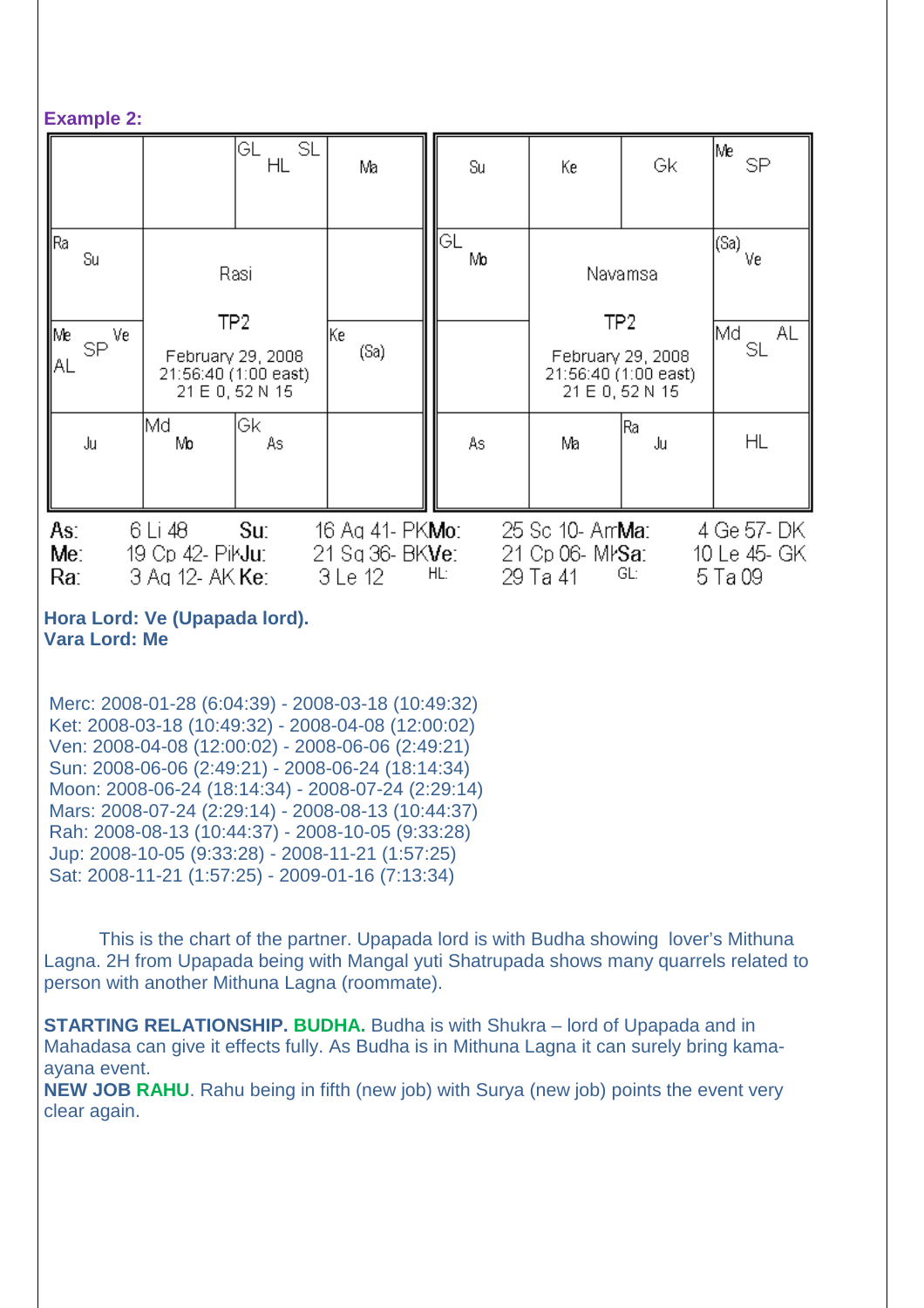**Example 2:**

| | | GL SL HL | Ma |
|---|---|---|---|
| Ra Su | Rasi | | |
| Me SP Ve AL | TP2 February 29, 2008 21:56:40 (1:00 east) 21 E 0, 52 N 15 | | Ke (Sa) |
| Ju | Md Mo | Gk As | |

| Su | Ke | Gk | Me SP |
|---|---|---|---|
| GL Mo | Navamsa | | (Sa) Ve |
| | TP2 February 29, 2008 21:56:40 (1:00 east) 21 E 0, 52 N 15 | | Md AL SL |
| As | Ma | Ra Ju | HL |

| | | | | | | | |
|---|---|---|---|---|---|---|---|
| As: | 6 Li 48 | Su: | 16 Aq 41- PK | Mo: | 25 Sc 10- AmK | Ma: | 4 Ge 57- DK |
| Me: | 19 Cp 42- PiK | Ju: | 21 Sg 36- BK | Ve: | 21 Cp 06- MK | Sa: | 10 Le 45- GK |
| Ra: | 3 Aq 12- AK | Ke: | 3 Le 12 | HL: | 29 Ta 41 | GL: | 5 Ta 09 |

**Hora Lord: Ve (Upapada lord).**
**Vara Lord: Me**

Merc: 2008-01-28 (6:04:39) - 2008-03-18 (10:49:32)
Ket: 2008-03-18 (10:49:32) - 2008-04-08 (12:00:02)
Ven: 2008-04-08 (12:00:02) - 2008-06-06 (2:49:21)
Sun: 2008-06-06 (2:49:21) - 2008-06-24 (18:14:34)
Moon: 2008-06-24 (18:14:34) - 2008-07-24 (2:29:14)
Mars: 2008-07-24 (2:29:14) - 2008-08-13 (10:44:37)
Rah: 2008-08-13 (10:44:37) - 2008-10-05 (9:33:28)
Jup: 2008-10-05 (9:33:28) - 2008-11-21 (1:57:25)
Sat: 2008-11-21 (1:57:25) - 2009-01-16 (7:13:34)

This is the chart of the partner. Upapada lord is with Budha showing lover's Mithuna Lagna. 2H from Upapada being with Mangal yuti Shatrupada shows many quarrels related to person with another Mithuna Lagna (roommate).

**STARTING RELATIONSHIP. BUDHA.** Budha is with Shukra – lord of Upapada and in Mahadasa can give it effects fully. As Budha is in Mithuna Lagna it can surely bring kama-ayana event.
**NEW JOB RAHU**. Rahu being in fifth (new job) with Surya (new job) points the event very clear again.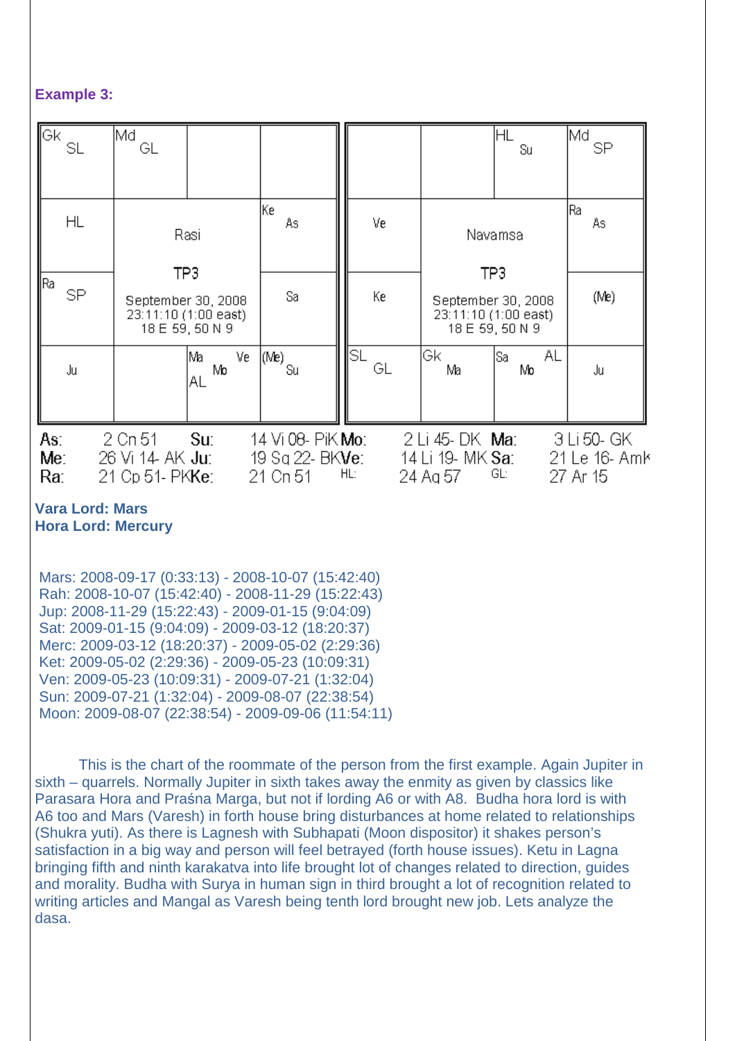**Example 3:**

| Gk SL | Md GL | | |
|---|---|---|---|
| HL | Rasi | | Ke As |
| Ra SP | TP3 September 30, 2008 23:11:10 (1:00 east) 18 E 59, 50 N 9 | | Sa |
| Ju | | Ma Ve Mo AL | (Me) Su |

| | | HL Su | Md SP |
|---|---|---|---|
| Ve | Navamsa | | Ra As |
| Ke | TP3 September 30, 2008 23:11:10 (1:00 east) 18 E 59, 50 N 9 | | (Me) |
| SL GL | Gk Ma | Sa AL Mo | Ju |

| | | | | | | | |
|---|---|---|---|---|---|---|---|
| As: | 2 Cn 51 | Su: | 14 Vi 08- PiK | Mo: | 2 Li 45- DK | Ma: | 3 Li 50- GK |
| Me: | 26 Vi 14- AK | Ju: | 19 Sg 22- BK | Ve: | 14 Li 19- MK | Sa: | 21 Le 16- AmK |
| Ra: | 21 Cp 51- PK | Ke: | 21 Cn 51 | HL: | 24 Aq 57 | GL: | 27 Ar 15 |

**Vara Lord: Mars**
**Hora Lord: Mercury**

Mars: 2008-09-17 (0:33:13) - 2008-10-07 (15:42:40)
Rah: 2008-10-07 (15:42:40) - 2008-11-29 (15:22:43)
Jup: 2008-11-29 (15:22:43) - 2009-01-15 (9:04:09)
Sat: 2009-01-15 (9:04:09) - 2009-03-12 (18:20:37)
Merc: 2009-03-12 (18:20:37) - 2009-05-02 (2:29:36)
Ket: 2009-05-02 (2:29:36) - 2009-05-23 (10:09:31)
Ven: 2009-05-23 (10:09:31) - 2009-07-21 (1:32:04)
Sun: 2009-07-21 (1:32:04) - 2009-08-07 (22:38:54)
Moon: 2009-08-07 (22:38:54) - 2009-09-06 (11:54:11)

This is the chart of the roommate of the person from the first example. Again Jupiter in sixth – quarrels. Normally Jupiter in sixth takes away the enmity as given by classics like Parasara Hora and Praśna Marga, but not if lording A6 or with A8. Budha hora lord is with A6 too and Mars (Varesh) in forth house bring disturbances at home related to relationships (Shukra yuti). As there is Lagnesh with Subhapati (Moon dispositor) it shakes person's satisfaction in a big way and person will feel betrayed (forth house issues). Ketu in Lagna bringing fifth and ninth karakatva into life brought lot of changes related to direction, guides and morality. Budha with Surya in human sign in third brought a lot of recognition related to writing articles and Mangal as Varesh being tenth lord brought new job. Lets analyze the dasa.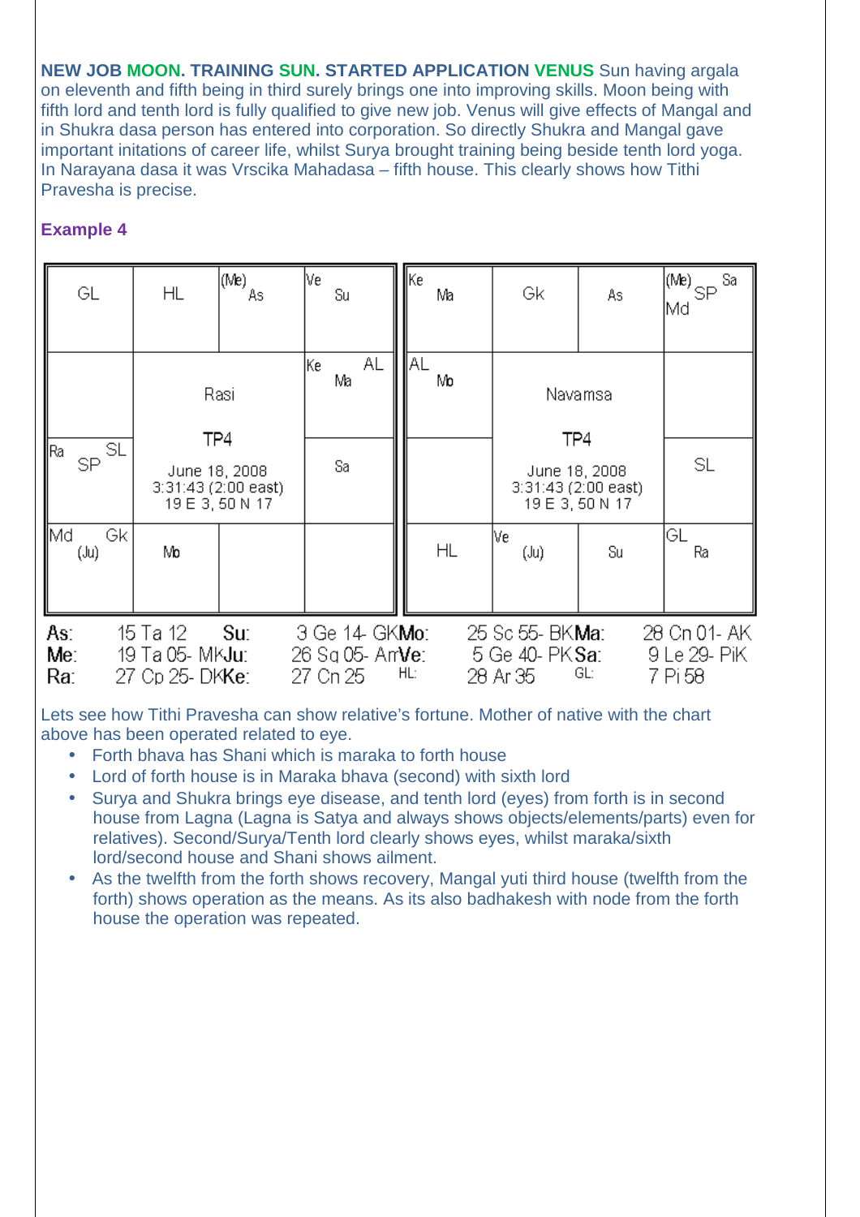**NEW JOB MOON. TRAINING SUN. STARTED APPLICATION VENUS** Sun having argala on eleventh and fifth being in third surely brings one into improving skills. Moon being with fifth lord and tenth lord is fully qualified to give new job. Venus will give effects of Mangal and in Shukra dasa person has entered into corporation. So directly Shukra and Mangal gave important initations of career life, whilst Surya brought training being beside tenth lord yoga. In Narayana dasa it was Vrscika Mahadasa – fifth house. This clearly shows how Tithi Pravesha is precise.

### Example 4

**Rasi — TP4, June 18, 2008, 3:31:43 (2:00 east), 19 E 3, 50 N 17**

| | | | |
|---|---|---|---|
| GL | HL | (Me) As | Ve Su |
| | | | Ke AL Ma |
| Ra SP SL | | | Sa |
| Md Gk (Ju) | Mo | | |

**Navamsa — TP4, June 18, 2008, 3:31:43 (2:00 east), 19 E 3, 50 N 17**

| | | | |
|---|---|---|---|
| Ke Ma | Gk | As | (Me) Sa SP Md |
| AL Mo | | | |
| | | | SL |
| HL | Ve (Ju) | Su | GL Ra |

| | | | | | | | |
|---|---|---|---|---|---|---|---|
| As: | 15 Ta 12 | Su: | 3 Ge 14- GK | Mo: | 25 Sc 55- BK | Ma: | 28 Cn 01- AK |
| Me: | 19 Ta 05- MK | Ju: | 26 Sg 05- AmK | Ve: | 5 Ge 40- PK | Sa: | 9 Le 29- PiK |
| Ra: | 27 Cp 25- DK | Ke: | 27 Cn 25 | HL: | 28 Ar 35 | GL: | 7 Pi 58 |

Lets see how Tithi Pravesha can show relative's fortune. Mother of native with the chart above has been operated related to eye.

- Forth bhava has Shani which is maraka to forth house
- Lord of forth house is in Maraka bhava (second) with sixth lord
- Surya and Shukra brings eye disease, and tenth lord (eyes) from forth is in second house from Lagna (Lagna is Satya and always shows objects/elements/parts) even for relatives). Second/Surya/Tenth lord clearly shows eyes, whilst maraka/sixth lord/second house and Shani shows ailment.
- As the twelfth from the forth shows recovery, Mangal yuti third house (twelfth from the forth) shows operation as the means. As its also badhakesh with node from the forth house the operation was repeated.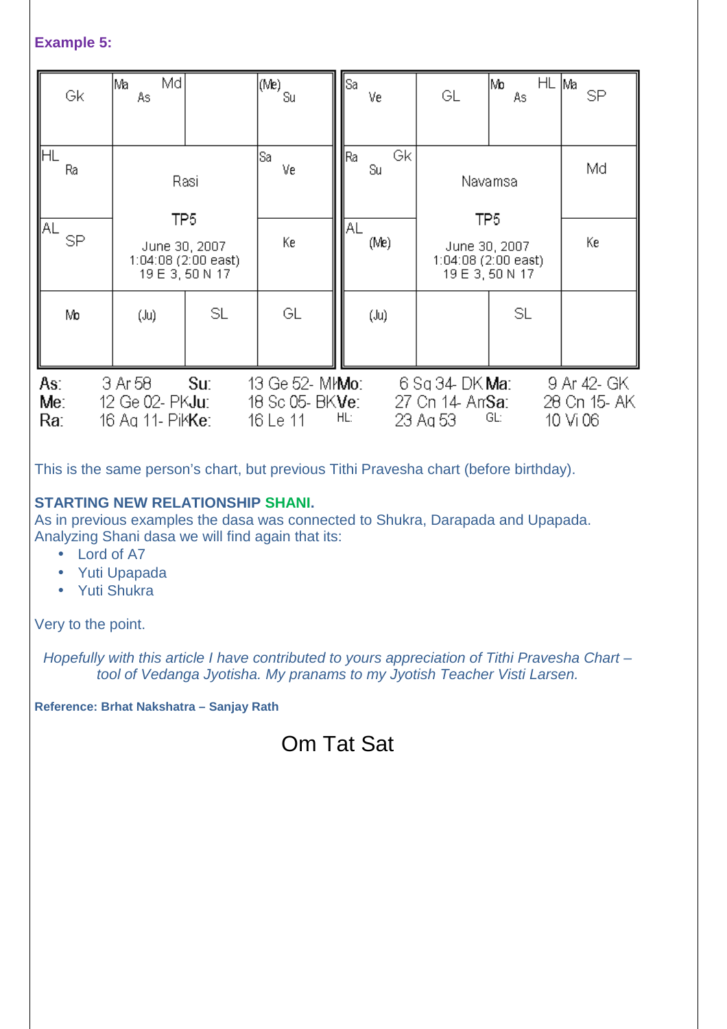**Example 5:**

| | | | |
|---|---|---|---|
| Gk | Ma As Md | | (Me) Su |
| HL Ra | Rasi | | Sa Ve |
| AL SP | TP5<br>June 30, 2007<br>1:04:08 (2:00 east)<br>19 E 3, 50 N 17 | | Ke |
| Mo | (Ju) | SL | GL |

| | | | |
|---|---|---|---|
| Sa Ve | GL | Mo HL As | Ma SP |
| Ra Gk Su | Navamsa | | Md |
| AL (Me) | TP5<br>June 30, 2007<br>1:04:08 (2:00 east)<br>19 E 3, 50 N 17 | | Ke |
| (Ju) | | SL | |

| | | | |
|---|---|---|---|
| As: 3 Ar 58 | Su: 13 Ge 52- MK | Mo: 6 Sg 34- DK | Ma: 9 Ar 42- GK |
| Me: 12 Ge 02- PK | Ju: 18 Sc 05- BK | Ve: 27 Cn 14- AmK | Sa: 28 Cn 15- AK |
| Ra: 16 Aq 11- PiK | Ke: 16 Le 11 | HL: 23 Aq 53 | GL: 10 Vi 06 |

This is the same person's chart, but previous Tithi Pravesha chart (before birthday).

**STARTING NEW RELATIONSHIP SHANI.**

As in previous examples the dasa was connected to Shukra, Darapada and Upapada. Analyzing Shani dasa we will find again that its:

- Lord of A7
- Yuti Upapada
- Yuti Shukra

Very to the point.

*Hopefully with this article I have contributed to yours appreciation of Tithi Pravesha Chart – tool of Vedanga Jyotisha. My pranams to my Jyotish Teacher Visti Larsen.*

**Reference: Brhat Nakshatra – Sanjay Rath**

Om Tat Sat